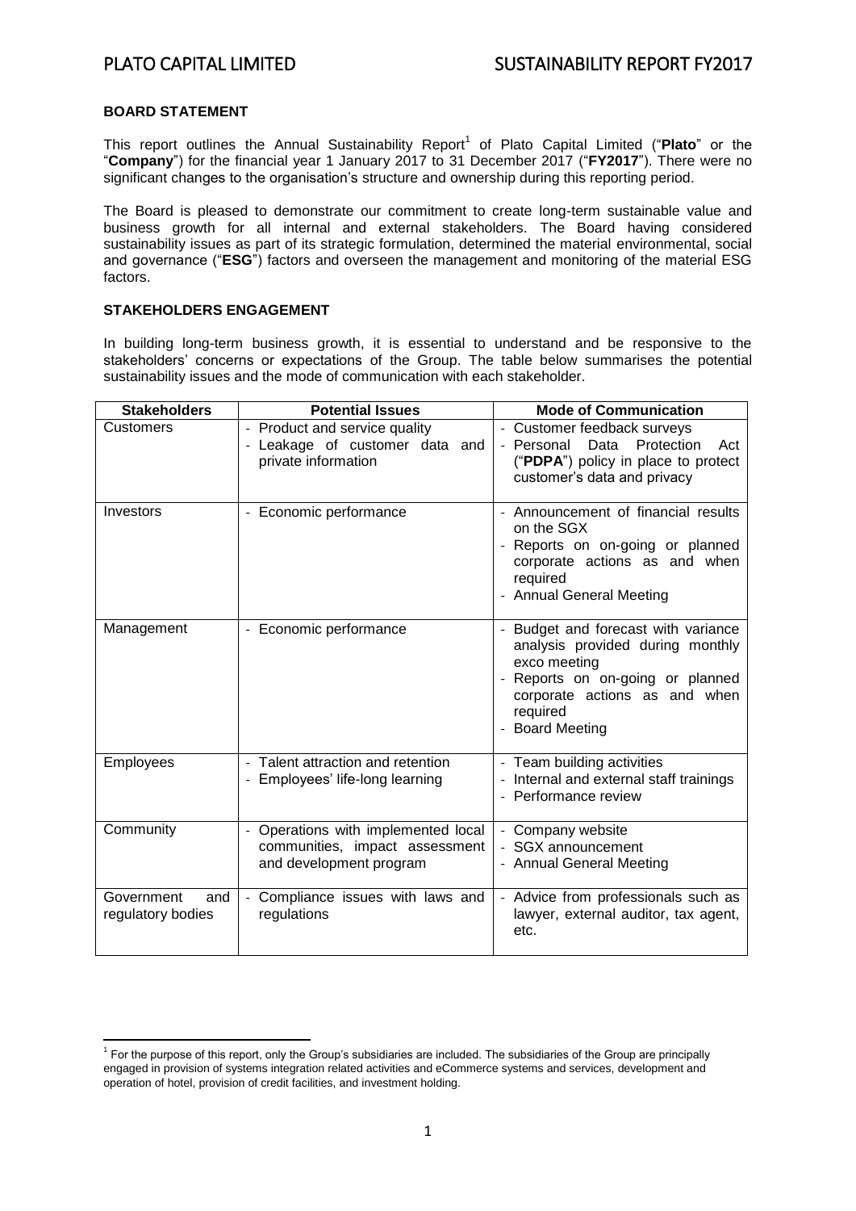## BOARD STATEMENT

This report outlines the Annual Sustainability Report[1] of Plato Capital Limited ("**Plato**" or the "**Company**") for the financial year 1 January 2017 to 31 December 2017 ("**FY2017**"). There were no significant changes to the organisation's structure and ownership during this reporting period.

The Board is pleased to demonstrate our commitment to create long-term sustainable value and business growth for all internal and external stakeholders. The Board having considered sustainability issues as part of its strategic formulation, determined the material environmental, social and governance ("**ESG**") factors and overseen the management and monitoring of the material ESG factors.

## STAKEHOLDERS ENGAGEMENT

In building long-term business growth, it is essential to understand and be responsive to the stakeholders' concerns or expectations of the Group. The table below summarises the potential sustainability issues and the mode of communication with each stakeholder.

| Stakeholders | Potential Issues | Mode of Communication |
|---|---|---|
| Customers | - Product and service quality<br>- Leakage of customer data and private information | - Customer feedback surveys<br>- Personal Data Protection Act ("**PDPA**") policy in place to protect customer's data and privacy |
| Investors | - Economic performance | - Announcement of financial results on the SGX<br>- Reports on on-going or planned corporate actions as and when required<br>- Annual General Meeting |
| Management | - Economic performance | - Budget and forecast with variance analysis provided during monthly exco meeting<br>- Reports on on-going or planned corporate actions as and when required<br>- Board Meeting |
| Employees | - Talent attraction and retention<br>- Employees' life-long learning | - Team building activities<br>- Internal and external staff trainings<br>- Performance review |
| Community | - Operations with implemented local communities, impact assessment and development program | - Company website<br>- SGX announcement<br>- Annual General Meeting |
| Government and regulatory bodies | - Compliance issues with laws and regulations | - Advice from professionals such as lawyer, external auditor, tax agent, etc. |

[1] For the purpose of this report, only the Group's subsidiaries are included. The subsidiaries of the Group are principally engaged in provision of systems integration related activities and eCommerce systems and services, development and operation of hotel, provision of credit facilities, and investment holding.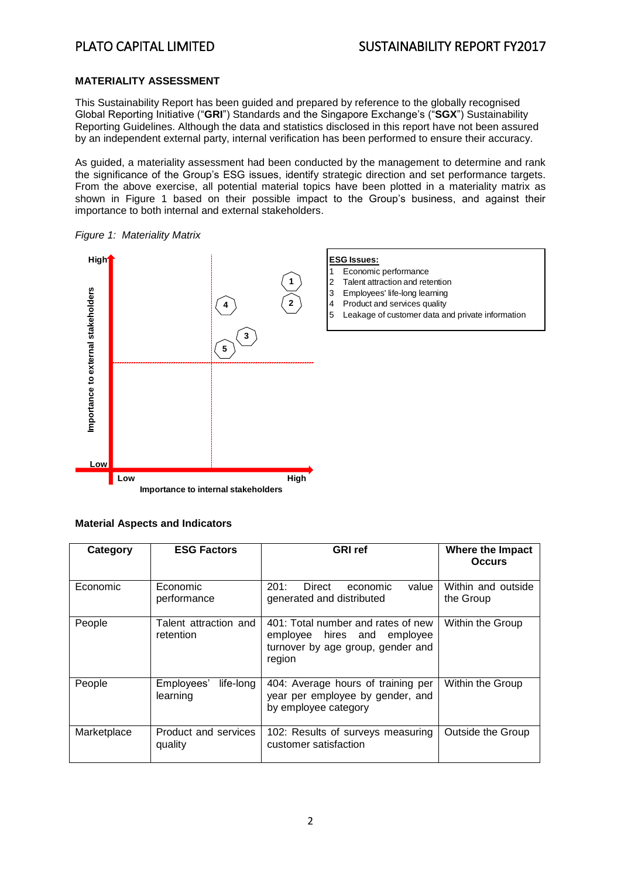## MATERIALITY ASSESSMENT

This Sustainability Report has been guided and prepared by reference to the globally recognised Global Reporting Initiative ("**GRI**") Standards and the Singapore Exchange's ("**SGX**") Sustainability Reporting Guidelines. Although the data and statistics disclosed in this report have not been assured by an independent external party, internal verification has been performed to ensure their accuracy.

As guided, a materiality assessment had been conducted by the management to determine and rank the significance of the Group's ESG issues, identify strategic direction and set performance targets. From the above exercise, all potential material topics have been plotted in a materiality matrix as shown in Figure 1 based on their possible impact to the Group's business, and against their importance to both internal and external stakeholders.

*Figure 1: Materiality Matrix*

**ESG Issues:**

1. Economic performance
2. Talent attraction and retention
3. Employees' life-long learning
4. Product and services quality
5. Leakage of customer data and private information

### Material Aspects and Indicators

| Category | ESG Factors | GRI ref | Where the Impact Occurs |
|---|---|---|---|
| Economic | Economic performance | 201: Direct economic value generated and distributed | Within and outside the Group |
| People | Talent attraction and retention | 401: Total number and rates of new employee hires and employee turnover by age group, gender and region | Within the Group |
| People | Employees' life-long learning | 404: Average hours of training per year per employee by gender, and by employee category | Within the Group |
| Marketplace | Product and services quality | 102: Results of surveys measuring customer satisfaction | Outside the Group |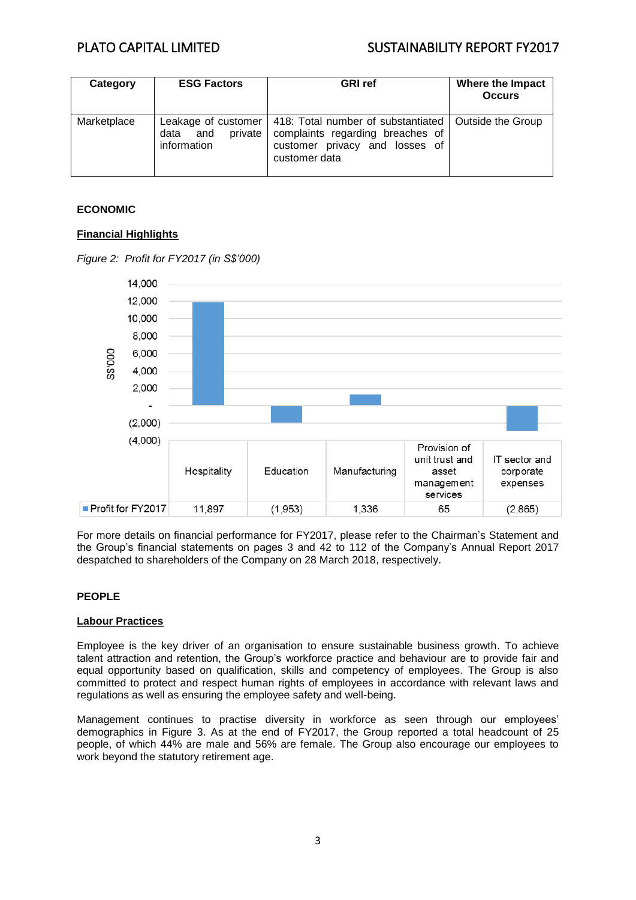| Category | ESG Factors | GRI ref | Where the Impact Occurs |
|---|---|---|---|
| Marketplace | Leakage of customer data and private information | 418: Total number of substantiated complaints regarding breaches of customer privacy and losses of customer data | Outside the Group |

**ECONOMIC**

**Financial Highlights**

*Figure 2: Profit for FY2017 (in S$'000)*

| | Hospitality | Education | Manufacturing | Provision of unit trust and asset management services | IT sector and corporate expenses |
|---|---|---|---|---|---|
| Profit for FY2017 | 11,897 | (1,953) | 1,336 | 65 | (2,865) |

For more details on financial performance for FY2017, please refer to the Chairman's Statement and the Group's financial statements on pages 3 and 42 to 112 of the Company's Annual Report 2017 despatched to shareholders of the Company on 28 March 2018, respectively.

**PEOPLE**

**Labour Practices**

Employee is the key driver of an organisation to ensure sustainable business growth. To achieve talent attraction and retention, the Group's workforce practice and behaviour are to provide fair and equal opportunity based on qualification, skills and competency of employees. The Group is also committed to protect and respect human rights of employees in accordance with relevant laws and regulations as well as ensuring the employee safety and well-being.

Management continues to practise diversity in workforce as seen through our employees' demographics in Figure 3. As at the end of FY2017, the Group reported a total headcount of 25 people, of which 44% are male and 56% are female. The Group also encourage our employees to work beyond the statutory retirement age.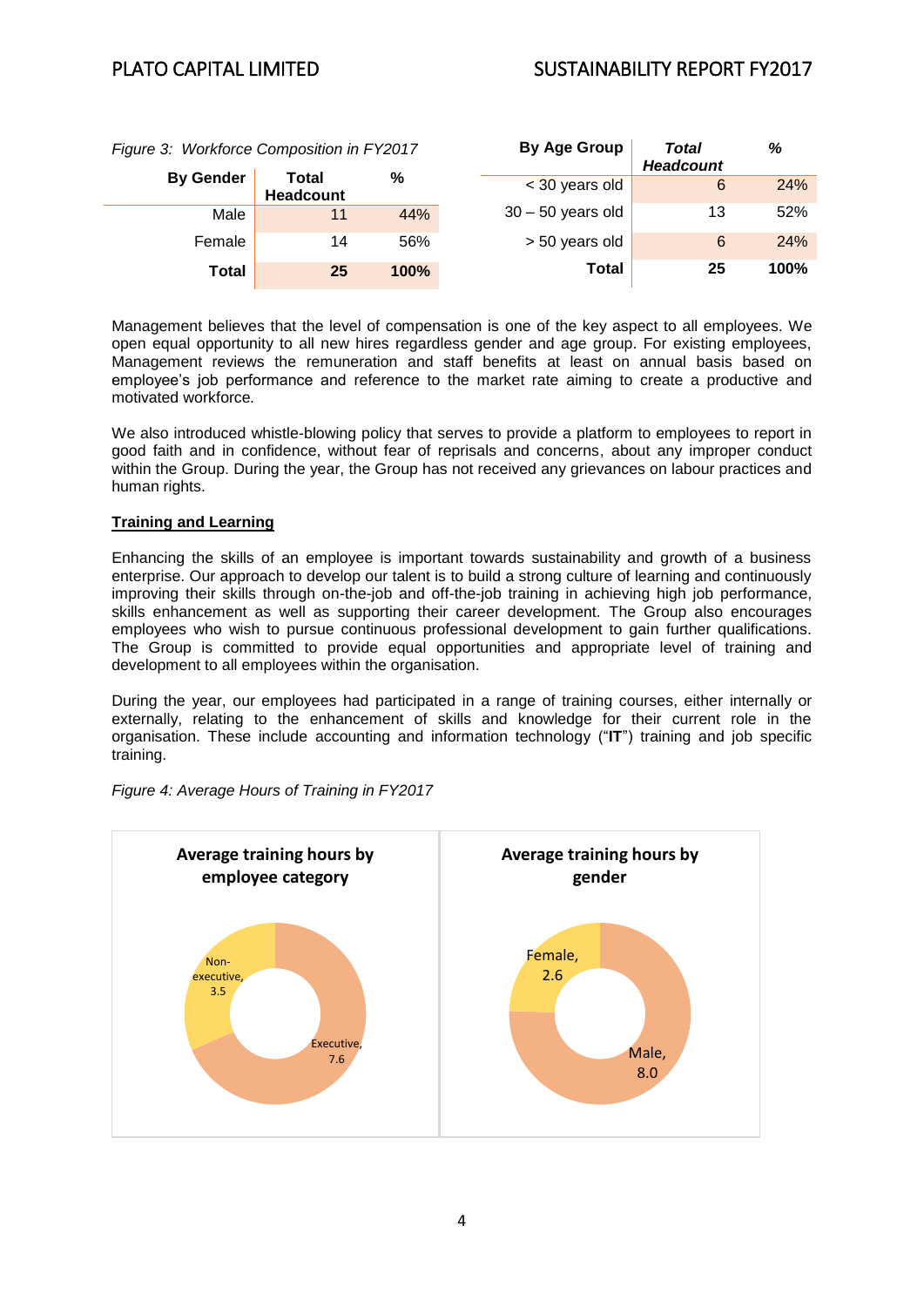*Figure 3: Workforce Composition in FY2017*

| By Gender | Total Headcount | % |
|---|---|---|
| Male | 11 | 44% |
| Female | 14 | 56% |
| **Total** | **25** | **100%** |

| By Age Group | *Total Headcount* | % |
|---|---|---|
| < 30 years old | 6 | 24% |
| 30 – 50 years old | 13 | 52% |
| > 50 years old | 6 | 24% |
| **Total** | **25** | **100%** |

Management believes that the level of compensation is one of the key aspect to all employees. We open equal opportunity to all new hires regardless gender and age group. For existing employees, Management reviews the remuneration and staff benefits at least on annual basis based on employee's job performance and reference to the market rate aiming to create a productive and motivated workforce.

We also introduced whistle-blowing policy that serves to provide a platform to employees to report in good faith and in confidence, without fear of reprisals and concerns, about any improper conduct within the Group. During the year, the Group has not received any grievances on labour practices and human rights.

**Training and Learning**

Enhancing the skills of an employee is important towards sustainability and growth of a business enterprise. Our approach to develop our talent is to build a strong culture of learning and continuously improving their skills through on-the-job and off-the-job training in achieving high job performance, skills enhancement as well as supporting their career development. The Group also encourages employees who wish to pursue continuous professional development to gain further qualifications. The Group is committed to provide equal opportunities and appropriate level of training and development to all employees within the organisation.

During the year, our employees had participated in a range of training courses, either internally or externally, relating to the enhancement of skills and knowledge for their current role in the organisation. These include accounting and information technology ("**IT**") training and job specific training.

*Figure 4: Average Hours of Training in FY2017*

**Average training hours by employee category**

| Employee category | Average training hours |
|---|---|
| Executive | 7.6 |
| Non-executive | 3.5 |

**Average training hours by gender**

| Gender | Average training hours |
|---|---|
| Male | 8.0 |
| Female | 2.6 |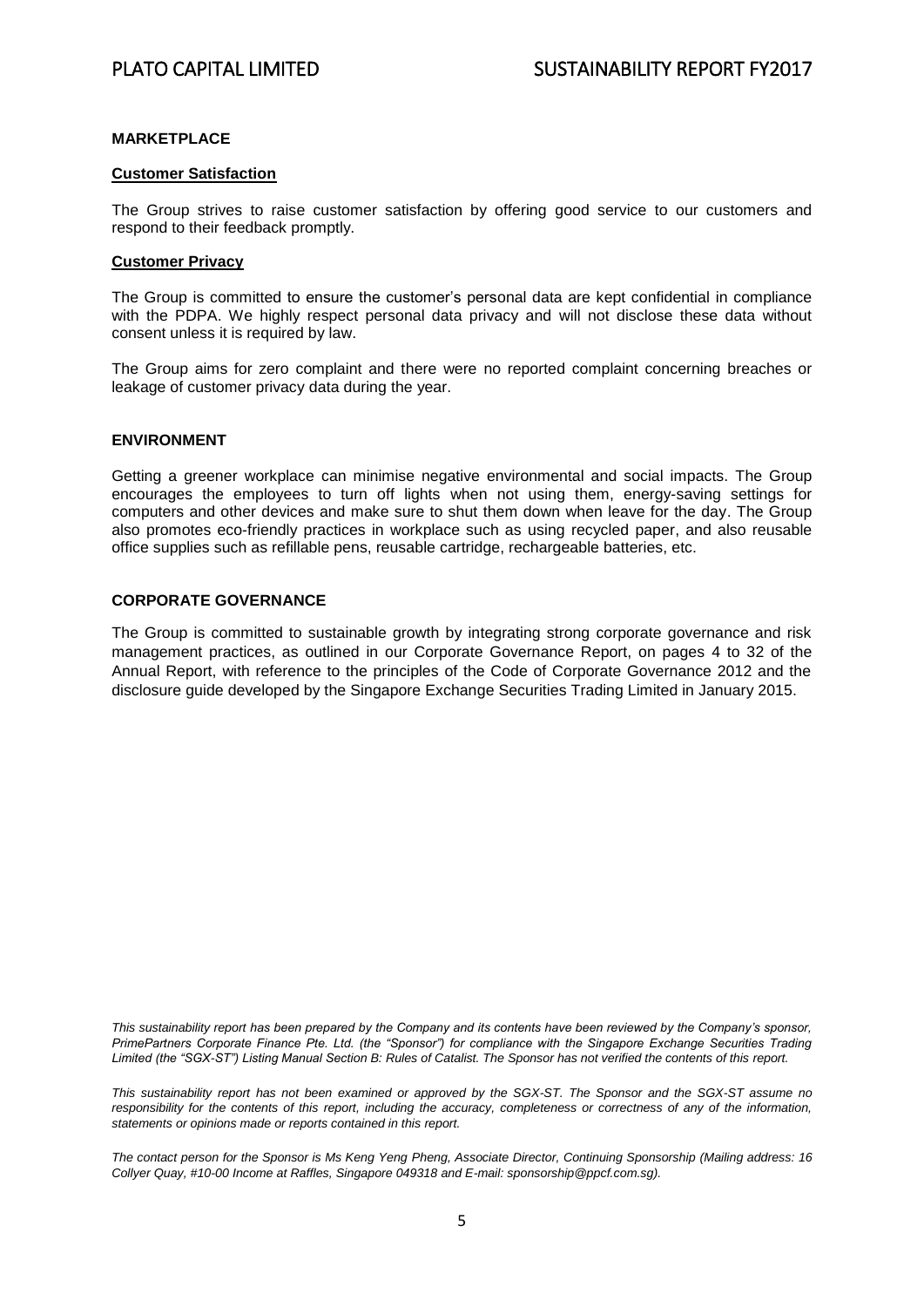## MARKETPLACE

### Customer Satisfaction

The Group strives to raise customer satisfaction by offering good service to our customers and respond to their feedback promptly.

### Customer Privacy

The Group is committed to ensure the customer's personal data are kept confidential in compliance with the PDPA. We highly respect personal data privacy and will not disclose these data without consent unless it is required by law.

The Group aims for zero complaint and there were no reported complaint concerning breaches or leakage of customer privacy data during the year.

## ENVIRONMENT

Getting a greener workplace can minimise negative environmental and social impacts. The Group encourages the employees to turn off lights when not using them, energy-saving settings for computers and other devices and make sure to shut them down when leave for the day. The Group also promotes eco-friendly practices in workplace such as using recycled paper, and also reusable office supplies such as refillable pens, reusable cartridge, rechargeable batteries, etc.

## CORPORATE GOVERNANCE

The Group is committed to sustainable growth by integrating strong corporate governance and risk management practices, as outlined in our Corporate Governance Report, on pages 4 to 32 of the Annual Report, with reference to the principles of the Code of Corporate Governance 2012 and the disclosure guide developed by the Singapore Exchange Securities Trading Limited in January 2015.

*This sustainability report has been prepared by the Company and its contents have been reviewed by the Company's sponsor, PrimePartners Corporate Finance Pte. Ltd. (the "Sponsor") for compliance with the Singapore Exchange Securities Trading Limited (the "SGX-ST") Listing Manual Section B: Rules of Catalist. The Sponsor has not verified the contents of this report.*

*This sustainability report has not been examined or approved by the SGX-ST. The Sponsor and the SGX-ST assume no responsibility for the contents of this report, including the accuracy, completeness or correctness of any of the information, statements or opinions made or reports contained in this report.*

*The contact person for the Sponsor is Ms Keng Yeng Pheng, Associate Director, Continuing Sponsorship (Mailing address: 16 Collyer Quay, #10-00 Income at Raffles, Singapore 049318 and E-mail: sponsorship@ppcf.com.sg).*